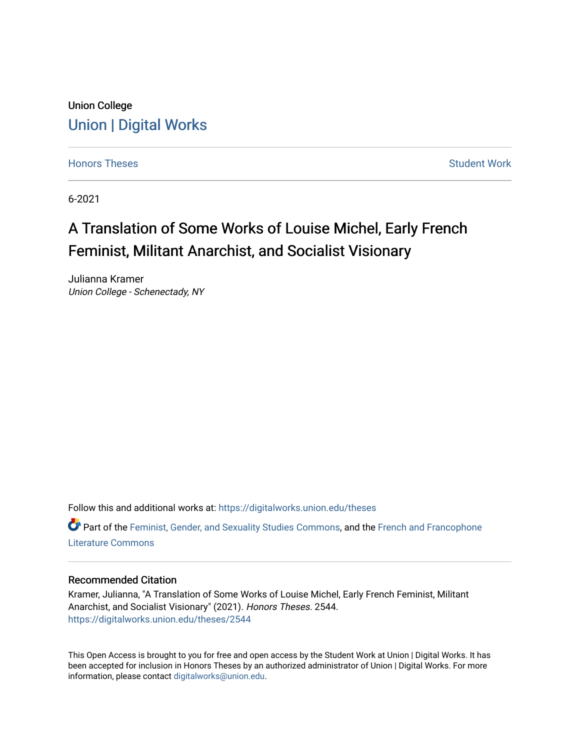Union College

# Union | Digital Works

Honors Theses Student Work

6-2021

## A Translation of Some Works of Louise Michel, Early French Feminist, Militant Anarchist, and Socialist Visionary

Julianna Kramer
*Union College - Schenectady, NY*

Follow this and additional works at: https://digitalworks.union.edu/theses

Part of the Feminist, Gender, and Sexuality Studies Commons, and the French and Francophone Literature Commons

### Recommended Citation

Kramer, Julianna, "A Translation of Some Works of Louise Michel, Early French Feminist, Militant Anarchist, and Socialist Visionary" (2021). *Honors Theses*. 2544.
https://digitalworks.union.edu/theses/2544

This Open Access is brought to you for free and open access by the Student Work at Union | Digital Works. It has been accepted for inclusion in Honors Theses by an authorized administrator of Union | Digital Works. For more information, please contact digitalworks@union.edu.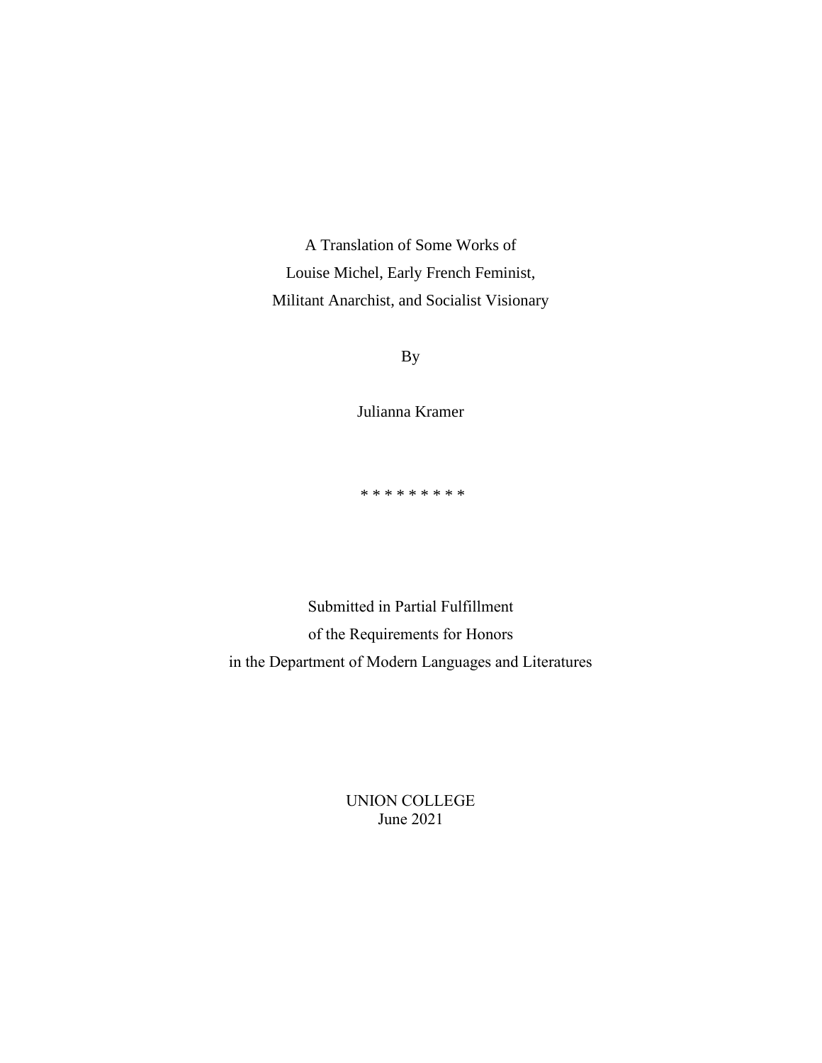A Translation of Some Works of
Louise Michel, Early French Feminist,
Militant Anarchist, and Socialist Visionary

By

Julianna Kramer

* * * * * * * * *

Submitted in Partial Fulfillment
of the Requirements for Honors
in the Department of Modern Languages and Literatures

UNION COLLEGE
June 2021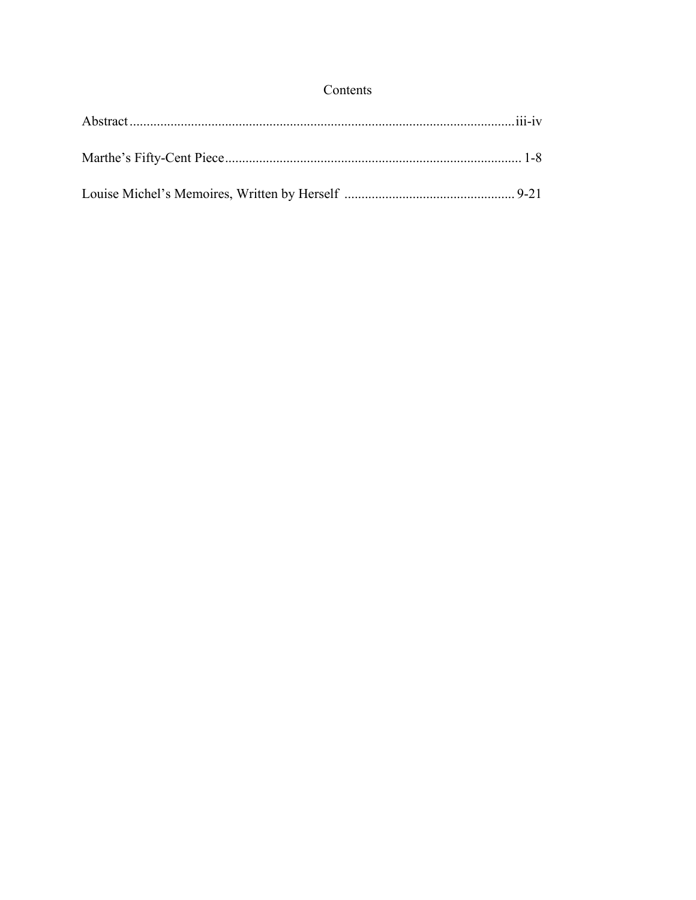# Contents

Abstract................................................................................................................iii-iv

Marthe's Fifty-Cent Piece...................................................................................... 1-8

Louise Michel's Memoires, Written by Herself ................................................. 9-21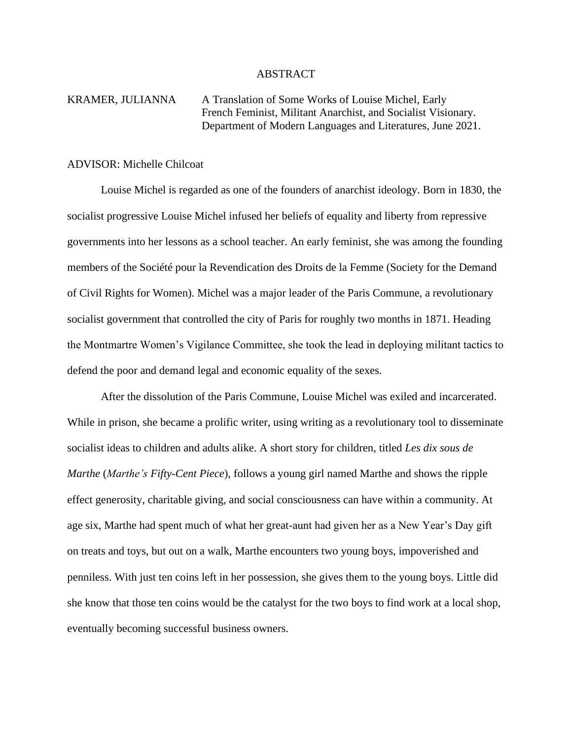# ABSTRACT

KRAMER, JULIANNA    A Translation of Some Works of Louise Michel, Early French Feminist, Militant Anarchist, and Socialist Visionary. Department of Modern Languages and Literatures, June 2021.

ADVISOR: Michelle Chilcoat

Louise Michel is regarded as one of the founders of anarchist ideology. Born in 1830, the socialist progressive Louise Michel infused her beliefs of equality and liberty from repressive governments into her lessons as a school teacher. An early feminist, she was among the founding members of the Société pour la Revendication des Droits de la Femme (Society for the Demand of Civil Rights for Women). Michel was a major leader of the Paris Commune, a revolutionary socialist government that controlled the city of Paris for roughly two months in 1871. Heading the Montmartre Women's Vigilance Committee, she took the lead in deploying militant tactics to defend the poor and demand legal and economic equality of the sexes.

After the dissolution of the Paris Commune, Louise Michel was exiled and incarcerated. While in prison, she became a prolific writer, using writing as a revolutionary tool to disseminate socialist ideas to children and adults alike. A short story for children, titled *Les dix sous de Marthe* (*Marthe's Fifty-Cent Piece*), follows a young girl named Marthe and shows the ripple effect generosity, charitable giving, and social consciousness can have within a community. At age six, Marthe had spent much of what her great-aunt had given her as a New Year's Day gift on treats and toys, but out on a walk, Marthe encounters two young boys, impoverished and penniless. With just ten coins left in her possession, she gives them to the young boys. Little did she know that those ten coins would be the catalyst for the two boys to find work at a local shop, eventually becoming successful business owners.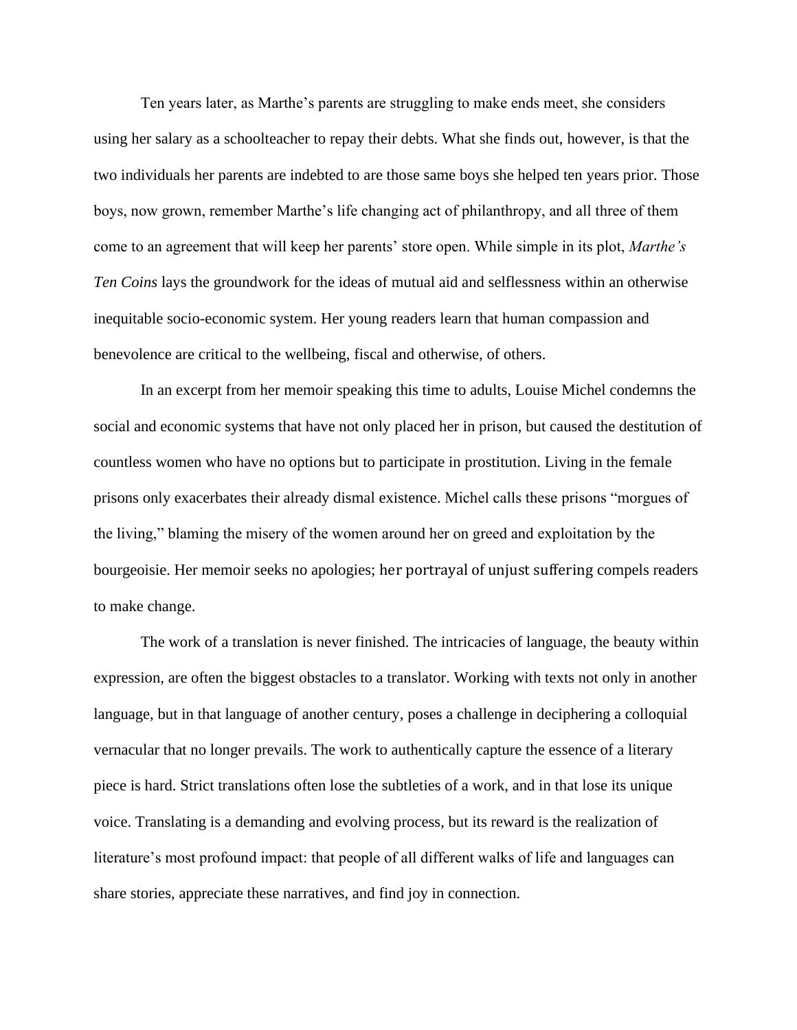Ten years later, as Marthe's parents are struggling to make ends meet, she considers using her salary as a schoolteacher to repay their debts. What she finds out, however, is that the two individuals her parents are indebted to are those same boys she helped ten years prior. Those boys, now grown, remember Marthe's life changing act of philanthropy, and all three of them come to an agreement that will keep her parents' store open. While simple in its plot, *Marthe's Ten Coins* lays the groundwork for the ideas of mutual aid and selflessness within an otherwise inequitable socio-economic system. Her young readers learn that human compassion and benevolence are critical to the wellbeing, fiscal and otherwise, of others.

In an excerpt from her memoir speaking this time to adults, Louise Michel condemns the social and economic systems that have not only placed her in prison, but caused the destitution of countless women who have no options but to participate in prostitution. Living in the female prisons only exacerbates their already dismal existence. Michel calls these prisons "morgues of the living," blaming the misery of the women around her on greed and exploitation by the bourgeoisie. Her memoir seeks no apologies; her portrayal of unjust suffering compels readers to make change.

The work of a translation is never finished. The intricacies of language, the beauty within expression, are often the biggest obstacles to a translator. Working with texts not only in another language, but in that language of another century, poses a challenge in deciphering a colloquial vernacular that no longer prevails. The work to authentically capture the essence of a literary piece is hard. Strict translations often lose the subtleties of a work, and in that lose its unique voice. Translating is a demanding and evolving process, but its reward is the realization of literature's most profound impact: that people of all different walks of life and languages can share stories, appreciate these narratives, and find joy in connection.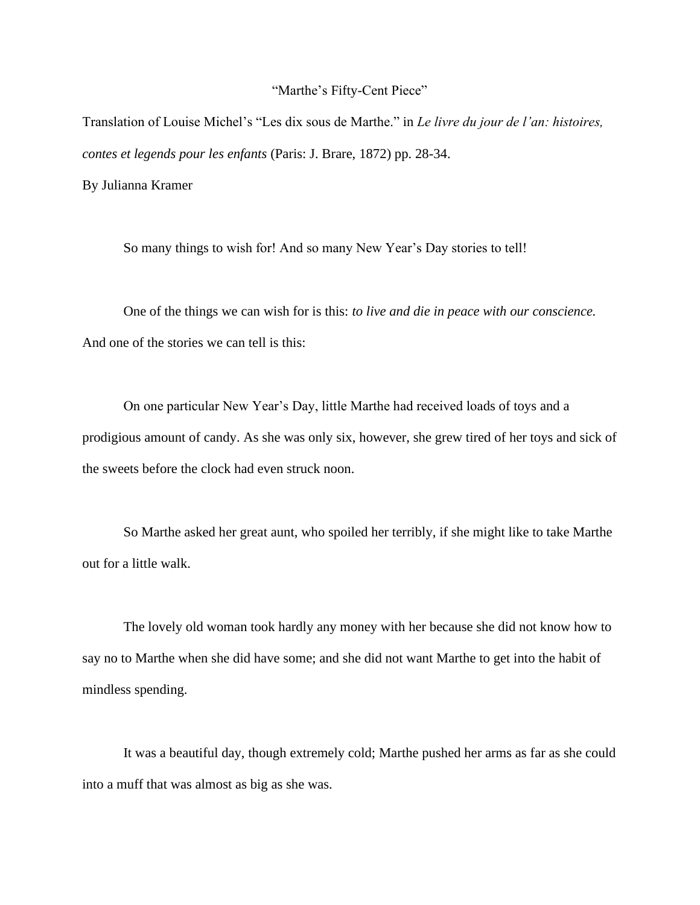"Marthe's Fifty-Cent Piece"

Translation of Louise Michel's "Les dix sous de Marthe." in *Le livre du jour de l'an: histoires, contes et legends pour les enfants* (Paris: J. Brare, 1872) pp. 28-34.

By Julianna Kramer

So many things to wish for! And so many New Year's Day stories to tell!

One of the things we can wish for is this: *to live and die in peace with our conscience.* And one of the stories we can tell is this:

On one particular New Year's Day, little Marthe had received loads of toys and a prodigious amount of candy. As she was only six, however, she grew tired of her toys and sick of the sweets before the clock had even struck noon.

So Marthe asked her great aunt, who spoiled her terribly, if she might like to take Marthe out for a little walk.

The lovely old woman took hardly any money with her because she did not know how to say no to Marthe when she did have some; and she did not want Marthe to get into the habit of mindless spending.

It was a beautiful day, though extremely cold; Marthe pushed her arms as far as she could into a muff that was almost as big as she was.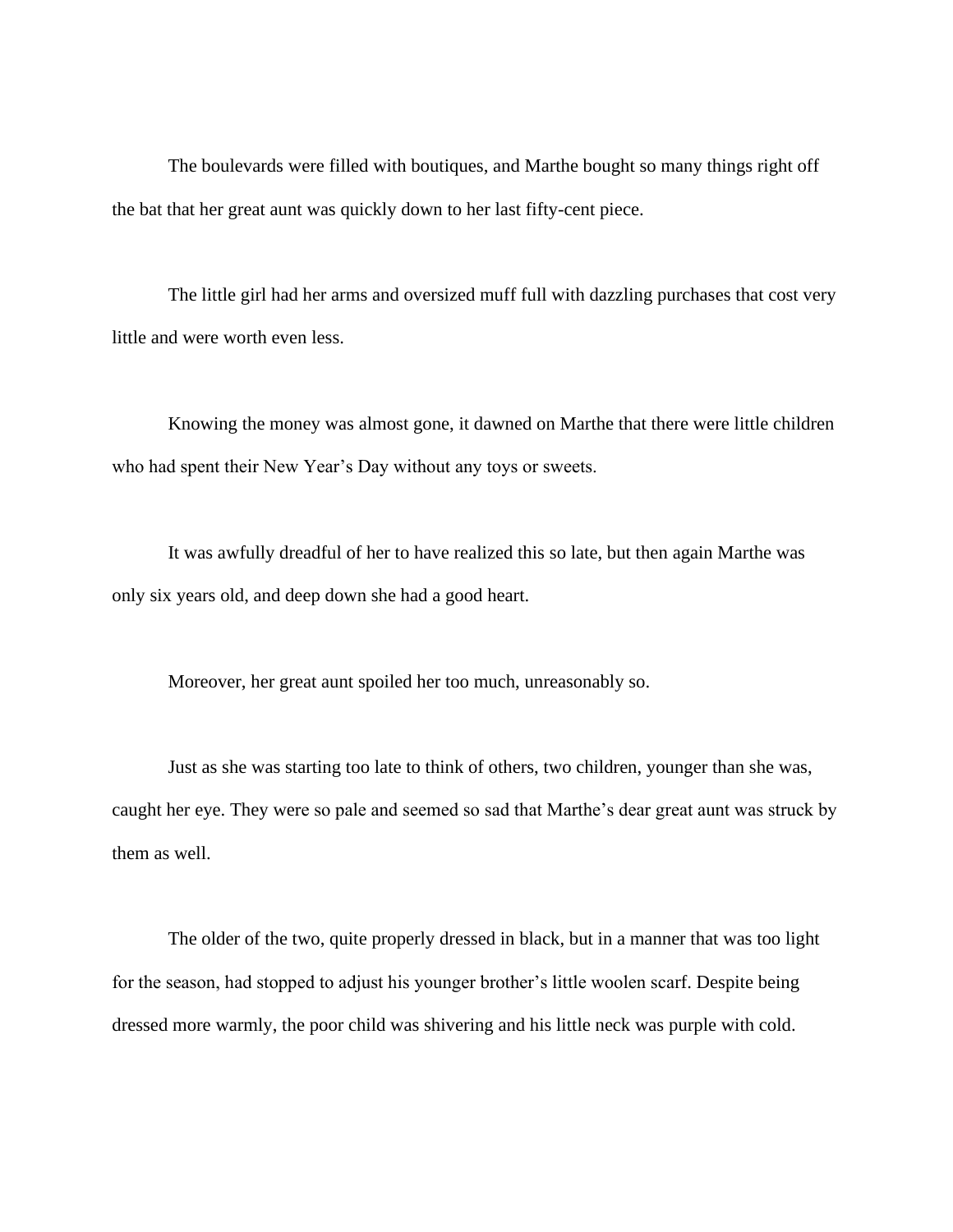The boulevards were filled with boutiques, and Marthe bought so many things right off the bat that her great aunt was quickly down to her last fifty-cent piece.

The little girl had her arms and oversized muff full with dazzling purchases that cost very little and were worth even less.

Knowing the money was almost gone, it dawned on Marthe that there were little children who had spent their New Year's Day without any toys or sweets.

It was awfully dreadful of her to have realized this so late, but then again Marthe was only six years old, and deep down she had a good heart.

Moreover, her great aunt spoiled her too much, unreasonably so.

Just as she was starting too late to think of others, two children, younger than she was, caught her eye. They were so pale and seemed so sad that Marthe's dear great aunt was struck by them as well.

The older of the two, quite properly dressed in black, but in a manner that was too light for the season, had stopped to adjust his younger brother's little woolen scarf. Despite being dressed more warmly, the poor child was shivering and his little neck was purple with cold.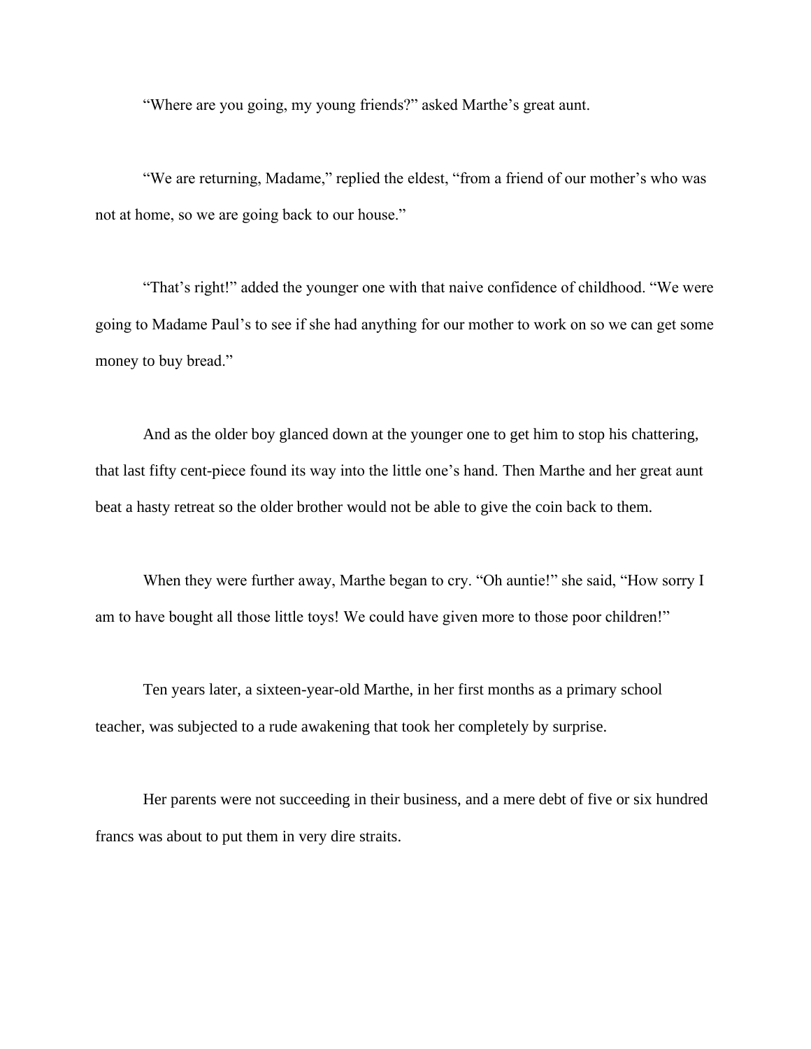“Where are you going, my young friends?” asked Marthe’s great aunt.

“We are returning, Madame,” replied the eldest, “from a friend of our mother’s who was not at home, so we are going back to our house.”

“That’s right!” added the younger one with that naive confidence of childhood. “We were going to Madame Paul’s to see if she had anything for our mother to work on so we can get some money to buy bread.”

And as the older boy glanced down at the younger one to get him to stop his chattering, that last fifty cent-piece found its way into the little one’s hand. Then Marthe and her great aunt beat a hasty retreat so the older brother would not be able to give the coin back to them.

When they were further away, Marthe began to cry. “Oh auntie!” she said, “How sorry I am to have bought all those little toys! We could have given more to those poor children!”

Ten years later, a sixteen-year-old Marthe, in her first months as a primary school teacher, was subjected to a rude awakening that took her completely by surprise.

Her parents were not succeeding in their business, and a mere debt of five or six hundred francs was about to put them in very dire straits.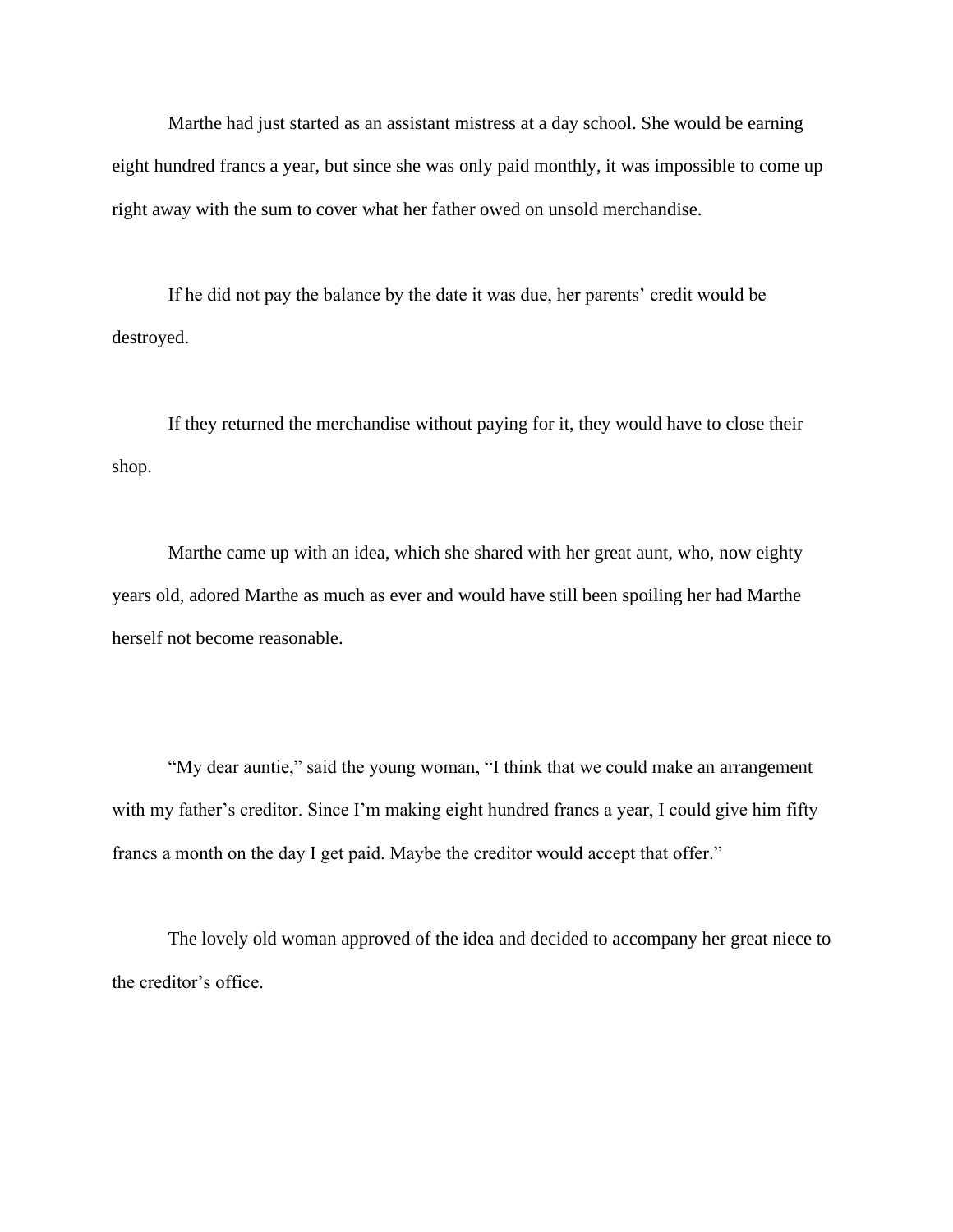Marthe had just started as an assistant mistress at a day school. She would be earning eight hundred francs a year, but since she was only paid monthly, it was impossible to come up right away with the sum to cover what her father owed on unsold merchandise.

If he did not pay the balance by the date it was due, her parents' credit would be destroyed.

If they returned the merchandise without paying for it, they would have to close their shop.

Marthe came up with an idea, which she shared with her great aunt, who, now eighty years old, adored Marthe as much as ever and would have still been spoiling her had Marthe herself not become reasonable.

"My dear auntie," said the young woman, "I think that we could make an arrangement with my father's creditor. Since I'm making eight hundred francs a year, I could give him fifty francs a month on the day I get paid. Maybe the creditor would accept that offer."

The lovely old woman approved of the idea and decided to accompany her great niece to the creditor's office.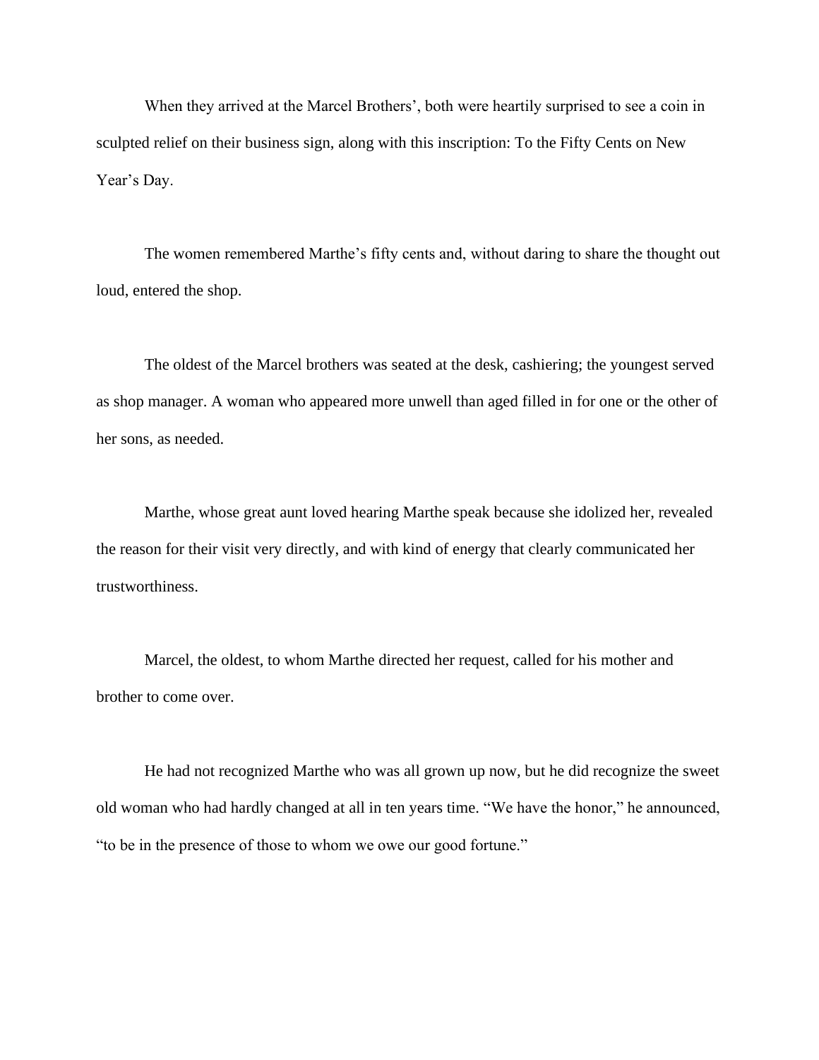When they arrived at the Marcel Brothers', both were heartily surprised to see a coin in sculpted relief on their business sign, along with this inscription: To the Fifty Cents on New Year's Day.

The women remembered Marthe's fifty cents and, without daring to share the thought out loud, entered the shop.

The oldest of the Marcel brothers was seated at the desk, cashiering; the youngest served as shop manager. A woman who appeared more unwell than aged filled in for one or the other of her sons, as needed.

Marthe, whose great aunt loved hearing Marthe speak because she idolized her, revealed the reason for their visit very directly, and with kind of energy that clearly communicated her trustworthiness.

Marcel, the oldest, to whom Marthe directed her request, called for his mother and brother to come over.

He had not recognized Marthe who was all grown up now, but he did recognize the sweet old woman who had hardly changed at all in ten years time. "We have the honor," he announced, "to be in the presence of those to whom we owe our good fortune."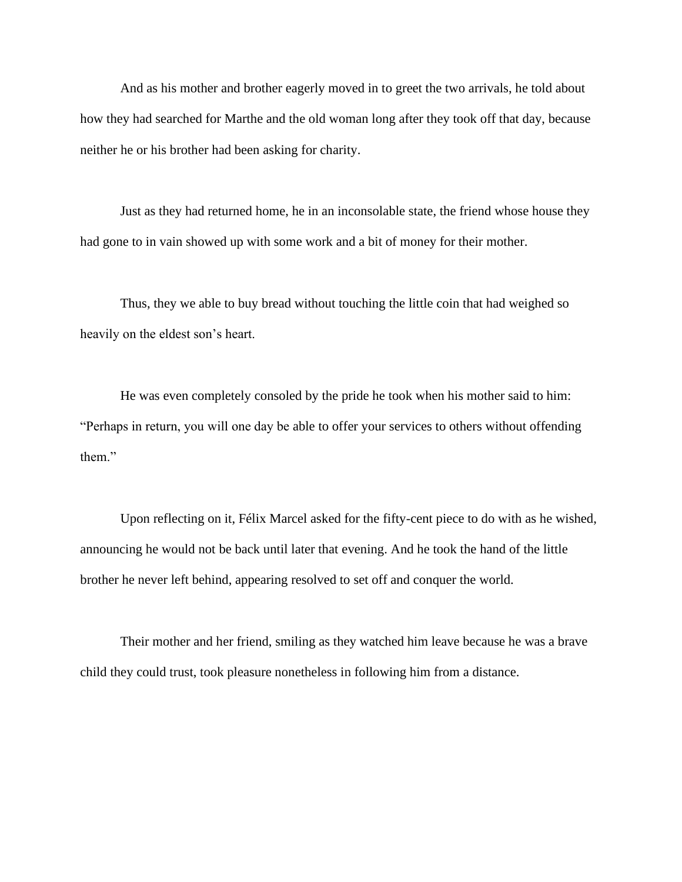And as his mother and brother eagerly moved in to greet the two arrivals, he told about how they had searched for Marthe and the old woman long after they took off that day, because neither he or his brother had been asking for charity.

Just as they had returned home, he in an inconsolable state, the friend whose house they had gone to in vain showed up with some work and a bit of money for their mother.

Thus, they we able to buy bread without touching the little coin that had weighed so heavily on the eldest son's heart.

He was even completely consoled by the pride he took when his mother said to him: "Perhaps in return, you will one day be able to offer your services to others without offending them."

Upon reflecting on it, Félix Marcel asked for the fifty-cent piece to do with as he wished, announcing he would not be back until later that evening. And he took the hand of the little brother he never left behind, appearing resolved to set off and conquer the world.

Their mother and her friend, smiling as they watched him leave because he was a brave child they could trust, took pleasure nonetheless in following him from a distance.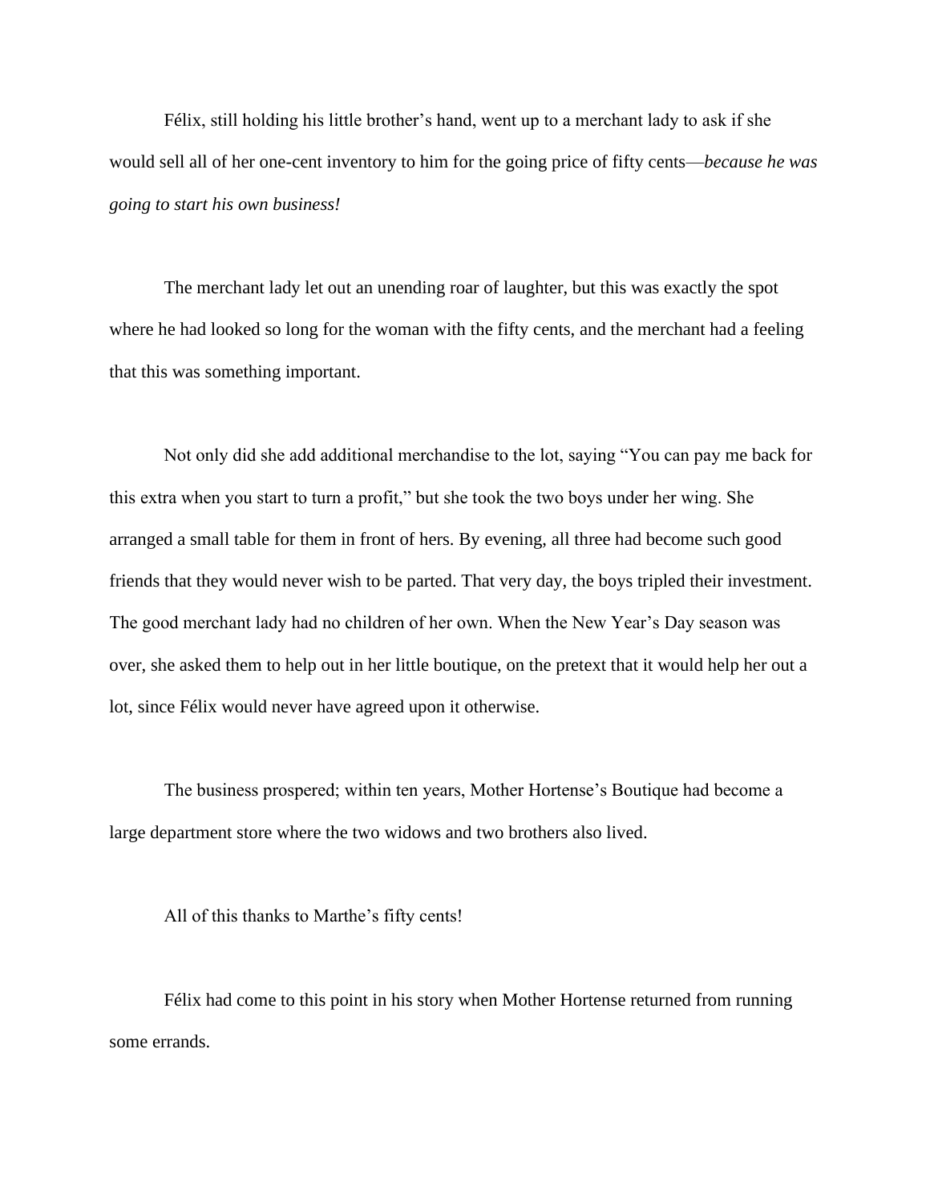Félix, still holding his little brother's hand, went up to a merchant lady to ask if she would sell all of her one-cent inventory to him for the going price of fifty cents—*because he was going to start his own business!*

The merchant lady let out an unending roar of laughter, but this was exactly the spot where he had looked so long for the woman with the fifty cents, and the merchant had a feeling that this was something important.

Not only did she add additional merchandise to the lot, saying "You can pay me back for this extra when you start to turn a profit," but she took the two boys under her wing. She arranged a small table for them in front of hers. By evening, all three had become such good friends that they would never wish to be parted. That very day, the boys tripled their investment. The good merchant lady had no children of her own. When the New Year's Day season was over, she asked them to help out in her little boutique, on the pretext that it would help her out a lot, since Félix would never have agreed upon it otherwise.

The business prospered; within ten years, Mother Hortense's Boutique had become a large department store where the two widows and two brothers also lived.

All of this thanks to Marthe's fifty cents!

Félix had come to this point in his story when Mother Hortense returned from running some errands.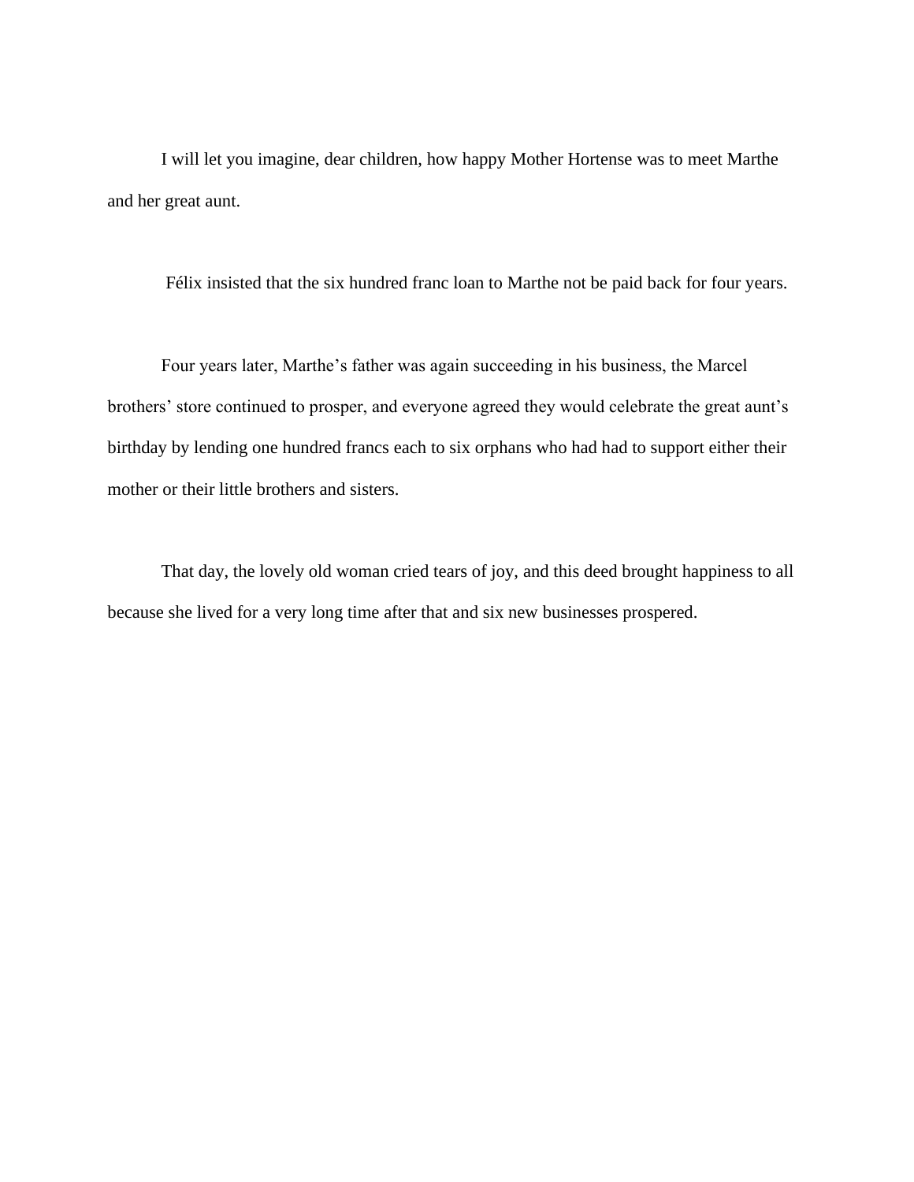I will let you imagine, dear children, how happy Mother Hortense was to meet Marthe and her great aunt.

Félix insisted that the six hundred franc loan to Marthe not be paid back for four years.

Four years later, Marthe's father was again succeeding in his business, the Marcel brothers' store continued to prosper, and everyone agreed they would celebrate the great aunt's birthday by lending one hundred francs each to six orphans who had had to support either their mother or their little brothers and sisters.

That day, the lovely old woman cried tears of joy, and this deed brought happiness to all because she lived for a very long time after that and six new businesses prospered.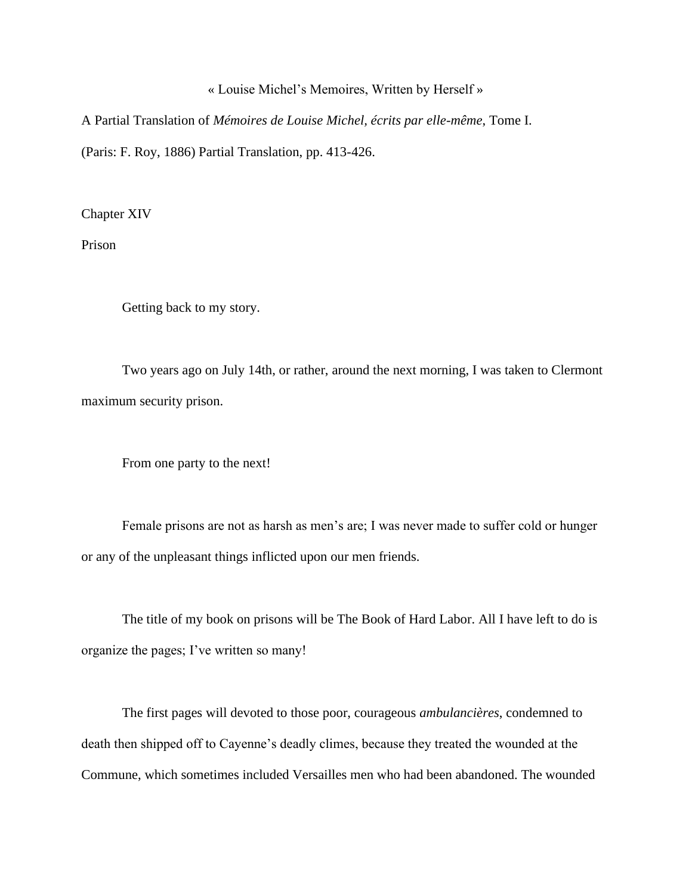« Louise Michel's Memoires, Written by Herself »

A Partial Translation of *Mémoires de Louise Michel, écrits par elle-même*, Tome I.

(Paris: F. Roy, 1886) Partial Translation, pp. 413-426.

## Chapter XIV

### Prison

Getting back to my story.

Two years ago on July 14th, or rather, around the next morning, I was taken to Clermont maximum security prison.

From one party to the next!

Female prisons are not as harsh as men's are; I was never made to suffer cold or hunger or any of the unpleasant things inflicted upon our men friends.

The title of my book on prisons will be The Book of Hard Labor. All I have left to do is organize the pages; I've written so many!

The first pages will devoted to those poor, courageous *ambulancières*, condemned to death then shipped off to Cayenne's deadly climes, because they treated the wounded at the Commune, which sometimes included Versailles men who had been abandoned. The wounded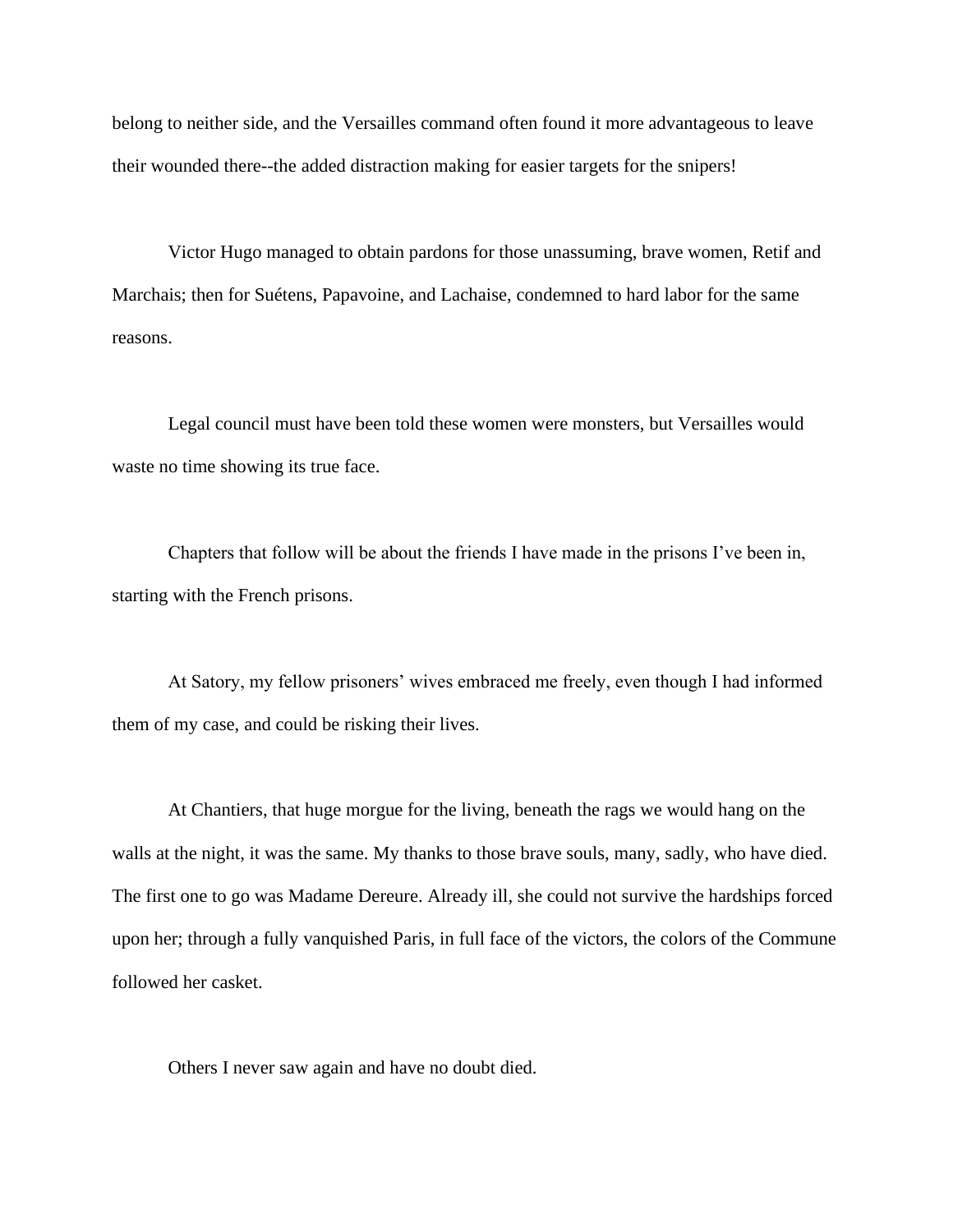belong to neither side, and the Versailles command often found it more advantageous to leave their wounded there--the added distraction making for easier targets for the snipers!

Victor Hugo managed to obtain pardons for those unassuming, brave women, Retif and Marchais; then for Suétens, Papavoine, and Lachaise, condemned to hard labor for the same reasons.

Legal council must have been told these women were monsters, but Versailles would waste no time showing its true face.

Chapters that follow will be about the friends I have made in the prisons I've been in, starting with the French prisons.

At Satory, my fellow prisoners' wives embraced me freely, even though I had informed them of my case, and could be risking their lives.

At Chantiers, that huge morgue for the living, beneath the rags we would hang on the walls at the night, it was the same. My thanks to those brave souls, many, sadly, who have died. The first one to go was Madame Dereure. Already ill, she could not survive the hardships forced upon her; through a fully vanquished Paris, in full face of the victors, the colors of the Commune followed her casket.

Others I never saw again and have no doubt died.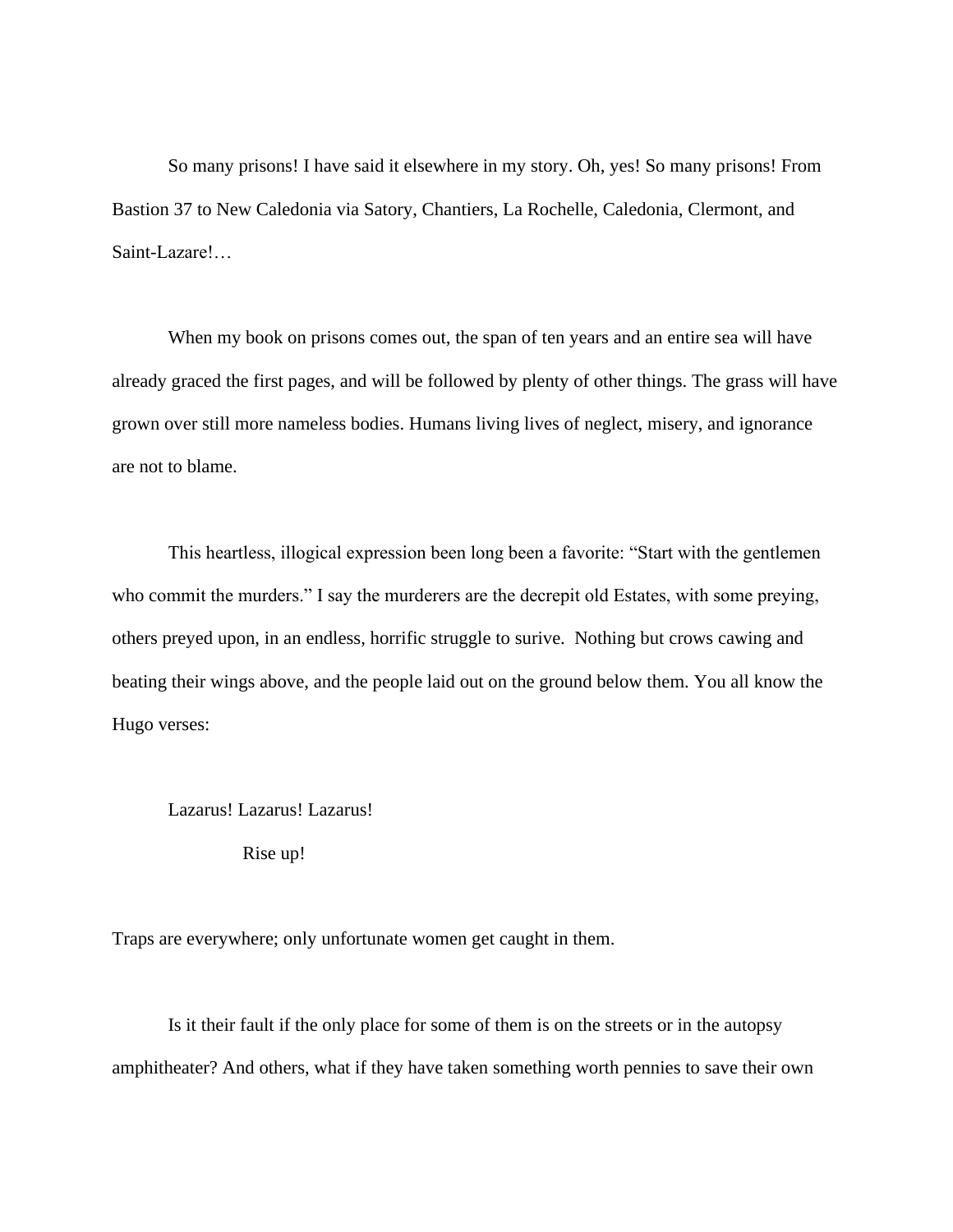So many prisons! I have said it elsewhere in my story. Oh, yes! So many prisons! From Bastion 37 to New Caledonia via Satory, Chantiers, La Rochelle, Caledonia, Clermont, and Saint-Lazare!…

When my book on prisons comes out, the span of ten years and an entire sea will have already graced the first pages, and will be followed by plenty of other things. The grass will have grown over still more nameless bodies. Humans living lives of neglect, misery, and ignorance are not to blame.

This heartless, illogical expression been long been a favorite: "Start with the gentlemen who commit the murders." I say the murderers are the decrepit old Estates, with some preying, others preyed upon, in an endless, horrific struggle to surive. Nothing but crows cawing and beating their wings above, and the people laid out on the ground below them. You all know the Hugo verses:

> Lazarus! Lazarus! Lazarus!
>
> Rise up!

Traps are everywhere; only unfortunate women get caught in them.

Is it their fault if the only place for some of them is on the streets or in the autopsy amphitheater? And others, what if they have taken something worth pennies to save their own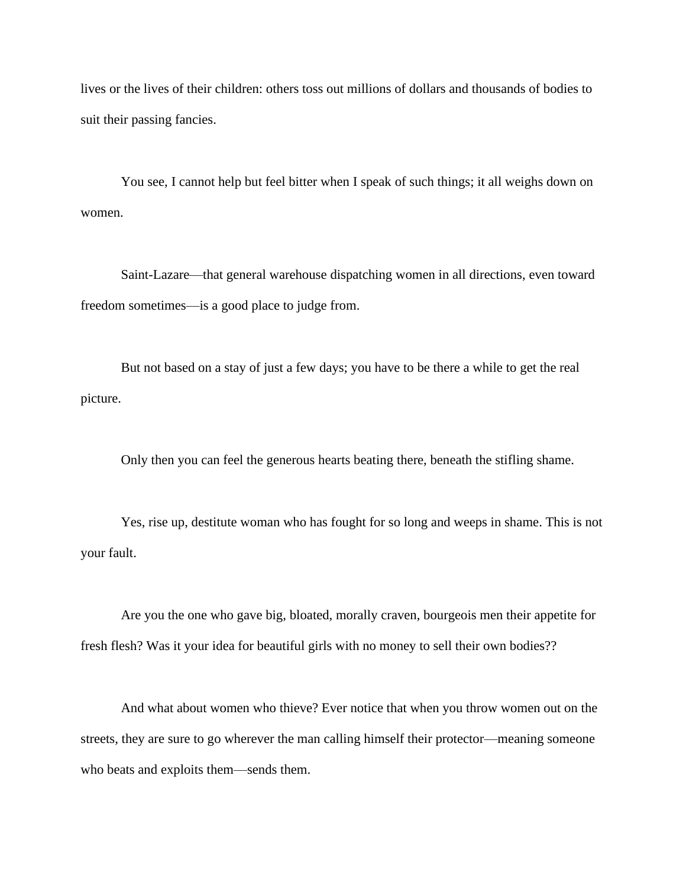lives or the lives of their children: others toss out millions of dollars and thousands of bodies to suit their passing fancies.

You see, I cannot help but feel bitter when I speak of such things; it all weighs down on women.

Saint-Lazare—that general warehouse dispatching women in all directions, even toward freedom sometimes—is a good place to judge from.

But not based on a stay of just a few days; you have to be there a while to get the real picture.

Only then you can feel the generous hearts beating there, beneath the stifling shame.

Yes, rise up, destitute woman who has fought for so long and weeps in shame. This is not your fault.

Are you the one who gave big, bloated, morally craven, bourgeois men their appetite for fresh flesh? Was it your idea for beautiful girls with no money to sell their own bodies??

And what about women who thieve? Ever notice that when you throw women out on the streets, they are sure to go wherever the man calling himself their protector—meaning someone who beats and exploits them—sends them.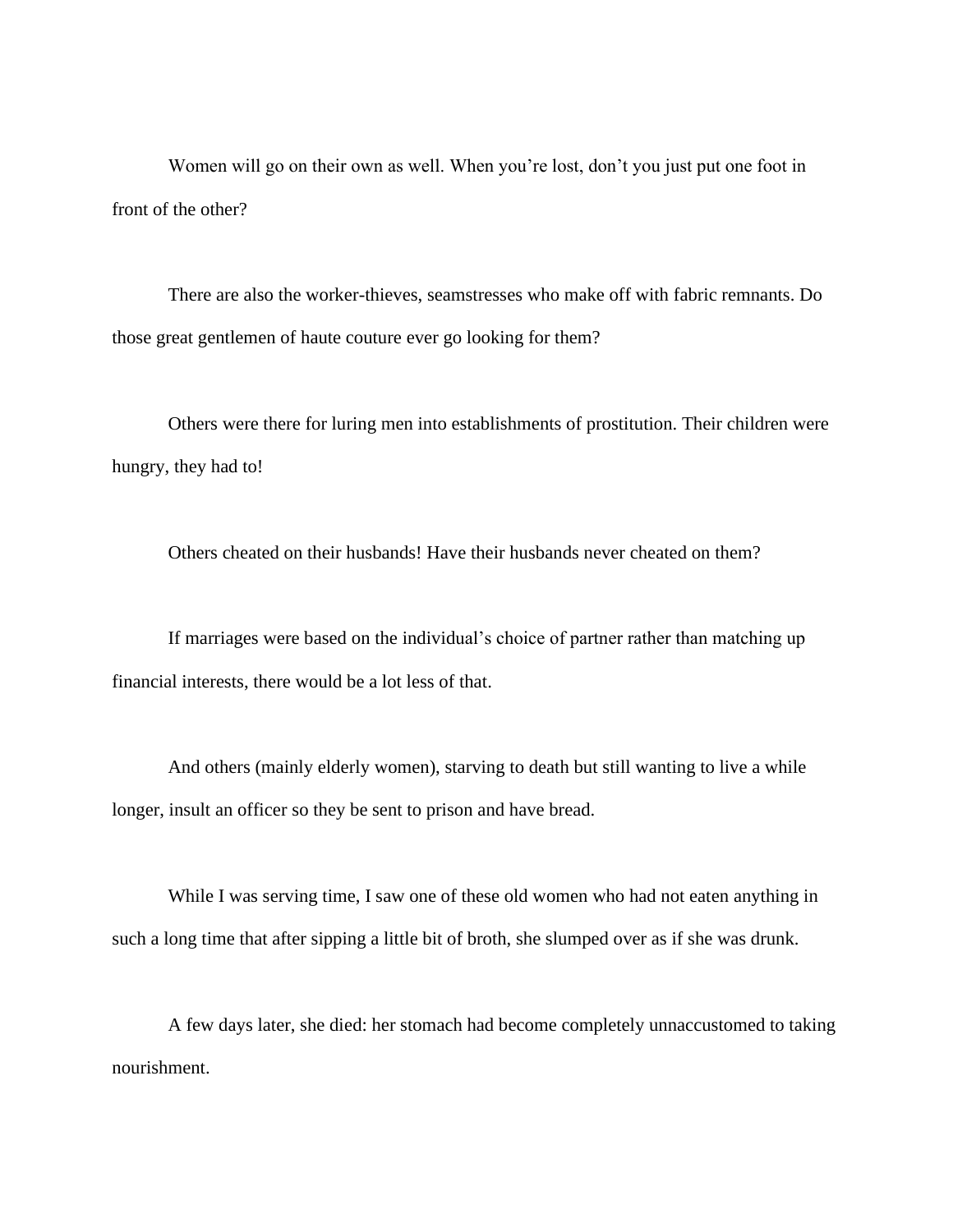Women will go on their own as well. When you’re lost, don’t you just put one foot in front of the other?

There are also the worker-thieves, seamstresses who make off with fabric remnants. Do those great gentlemen of haute couture ever go looking for them?

Others were there for luring men into establishments of prostitution. Their children were hungry, they had to!

Others cheated on their husbands! Have their husbands never cheated on them?

If marriages were based on the individual’s choice of partner rather than matching up financial interests, there would be a lot less of that.

And others (mainly elderly women), starving to death but still wanting to live a while longer, insult an officer so they be sent to prison and have bread.

While I was serving time, I saw one of these old women who had not eaten anything in such a long time that after sipping a little bit of broth, she slumped over as if she was drunk.

A few days later, she died: her stomach had become completely unaccustomed to taking nourishment.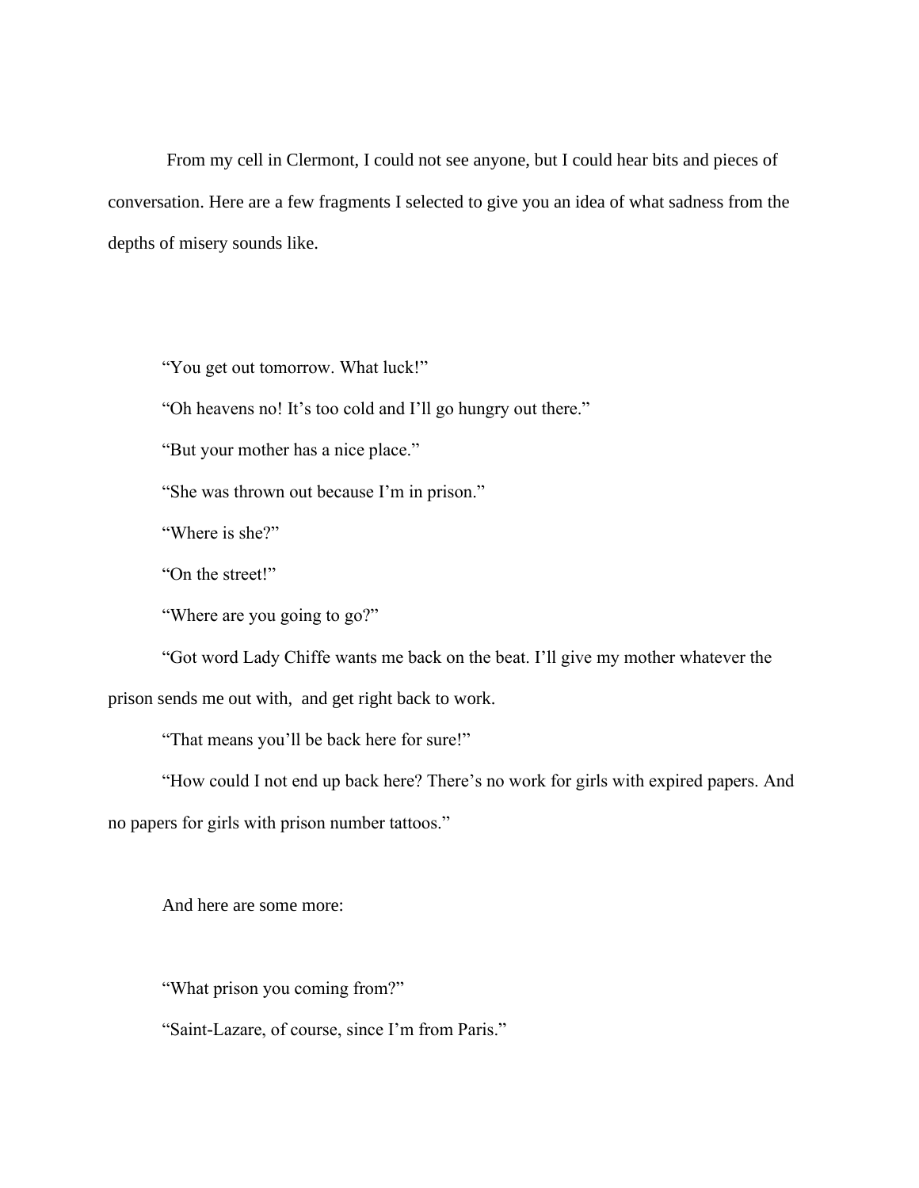From my cell in Clermont, I could not see anyone, but I could hear bits and pieces of conversation. Here are a few fragments I selected to give you an idea of what sadness from the depths of misery sounds like.

"You get out tomorrow. What luck!"

"Oh heavens no! It's too cold and I'll go hungry out there."

"But your mother has a nice place."

"She was thrown out because I'm in prison."

"Where is she?"

"On the street!"

"Where are you going to go?"

"Got word Lady Chiffe wants me back on the beat. I'll give my mother whatever the prison sends me out with,  and get right back to work.

"That means you'll be back here for sure!"

"How could I not end up back here? There's no work for girls with expired papers. And no papers for girls with prison number tattoos."

And here are some more:

"What prison you coming from?"

"Saint-Lazare, of course, since I'm from Paris."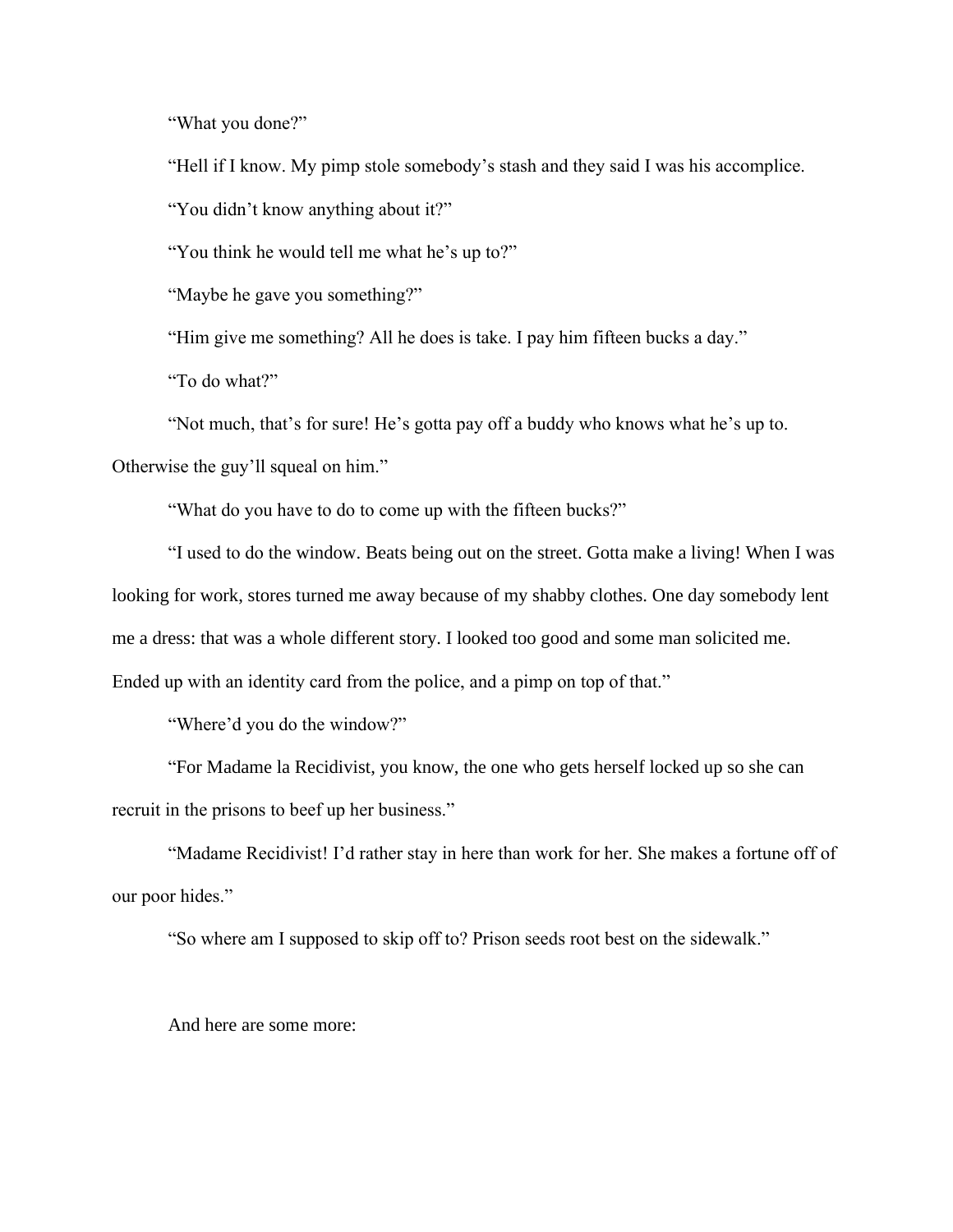"What you done?"

"Hell if I know. My pimp stole somebody's stash and they said I was his accomplice.

"You didn't know anything about it?"

"You think he would tell me what he's up to?"

"Maybe he gave you something?"

"Him give me something? All he does is take. I pay him fifteen bucks a day."

"To do what?"

"Not much, that's for sure! He's gotta pay off a buddy who knows what he's up to. Otherwise the guy'll squeal on him."

"What do you have to do to come up with the fifteen bucks?"

"I used to do the window. Beats being out on the street. Gotta make a living! When I was looking for work, stores turned me away because of my shabby clothes. One day somebody lent me a dress: that was a whole different story. I looked too good and some man solicited me. Ended up with an identity card from the police, and a pimp on top of that."

"Where'd you do the window?"

"For Madame la Recidivist, you know, the one who gets herself locked up so she can recruit in the prisons to beef up her business."

"Madame Recidivist! I'd rather stay in here than work for her. She makes a fortune off of our poor hides."

"So where am I supposed to skip off to? Prison seeds root best on the sidewalk."

And here are some more: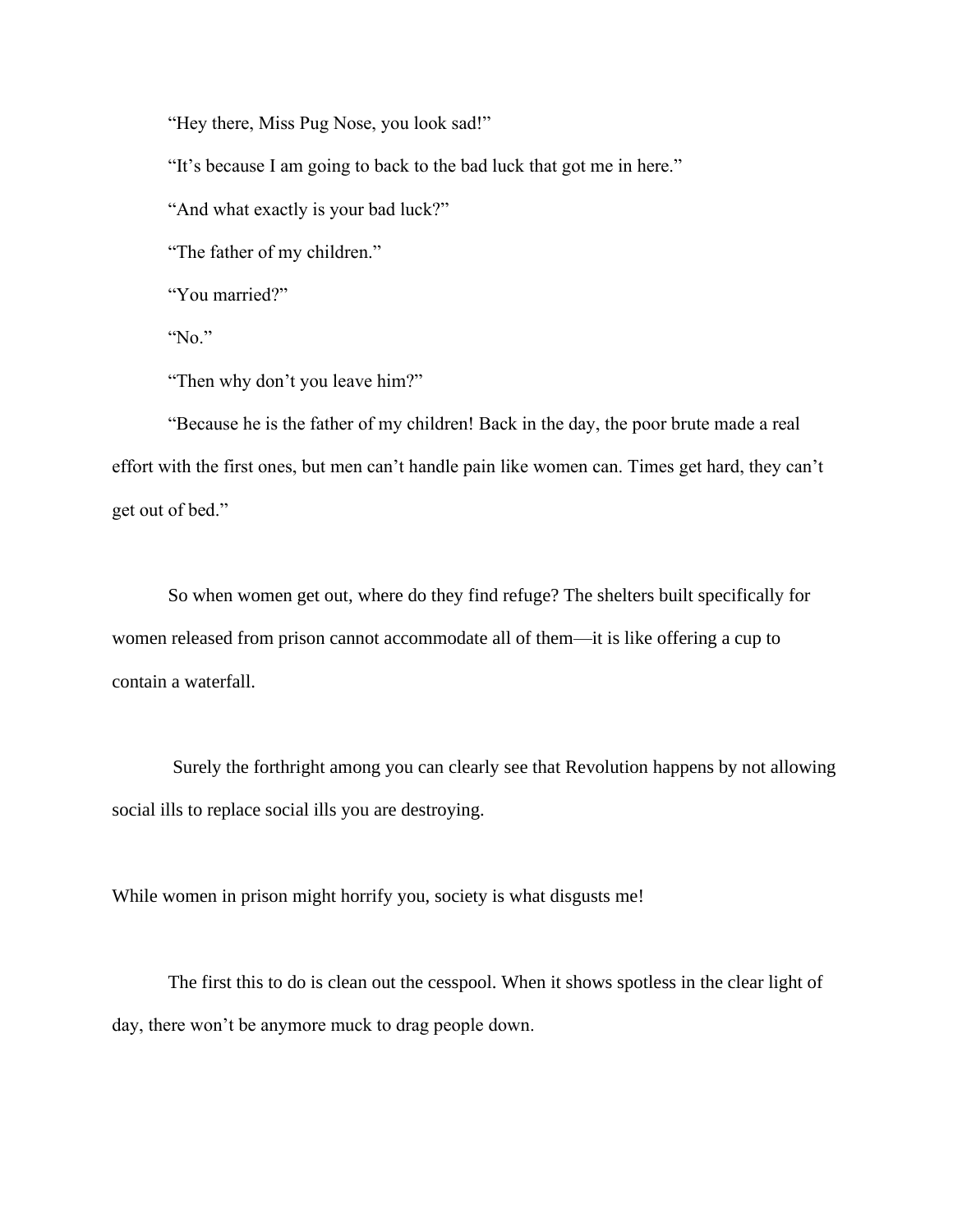"Hey there, Miss Pug Nose, you look sad!"

"It's because I am going to back to the bad luck that got me in here."

"And what exactly is your bad luck?"

"The father of my children."

"You married?"

"No."

"Then why don't you leave him?"

"Because he is the father of my children! Back in the day, the poor brute made a real effort with the first ones, but men can't handle pain like women can. Times get hard, they can't get out of bed."

So when women get out, where do they find refuge? The shelters built specifically for women released from prison cannot accommodate all of them—it is like offering a cup to contain a waterfall.

Surely the forthright among you can clearly see that Revolution happens by not allowing social ills to replace social ills you are destroying.

While women in prison might horrify you, society is what disgusts me!

The first this to do is clean out the cesspool. When it shows spotless in the clear light of day, there won't be anymore muck to drag people down.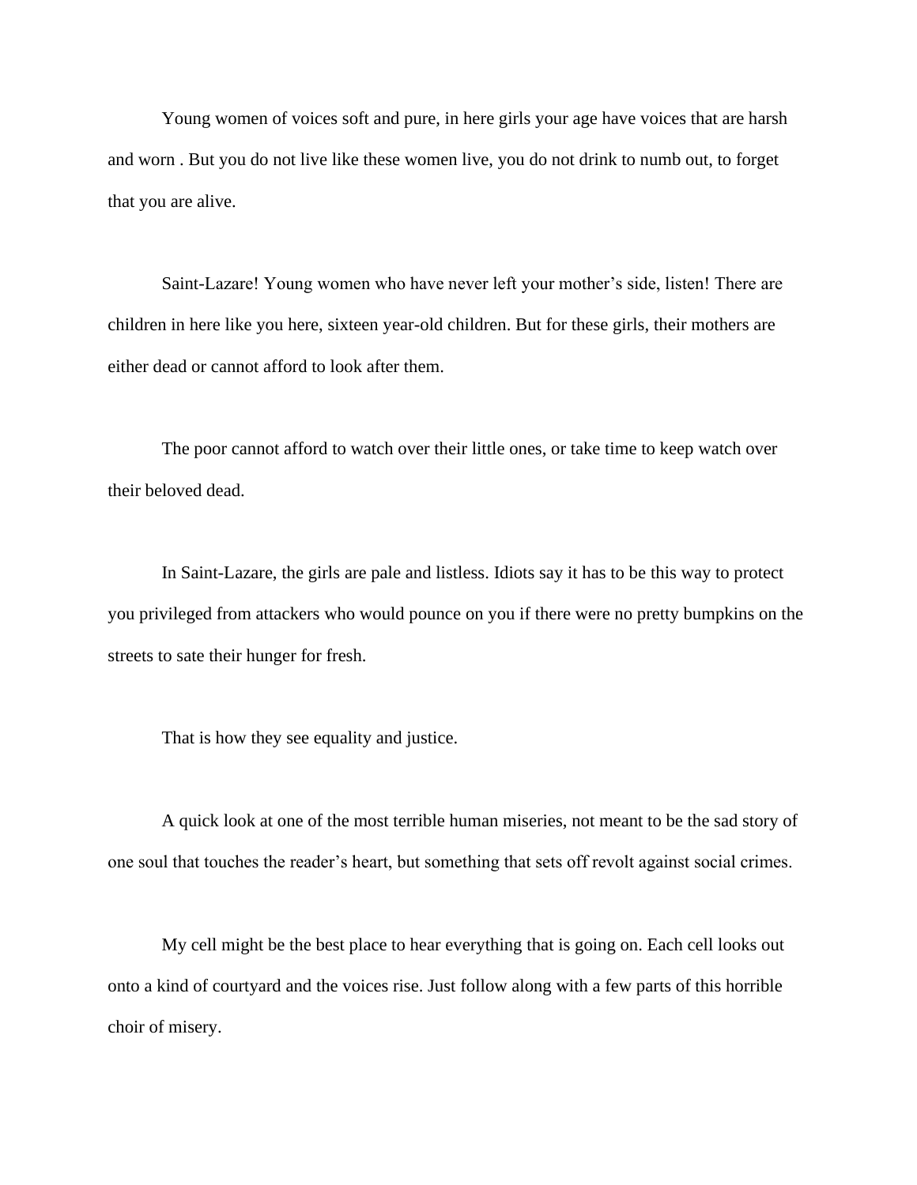Young women of voices soft and pure, in here girls your age have voices that are harsh and worn . But you do not live like these women live, you do not drink to numb out, to forget that you are alive.

Saint-Lazare! Young women who have never left your mother's side, listen! There are children in here like you here, sixteen year-old children. But for these girls, their mothers are either dead or cannot afford to look after them.

The poor cannot afford to watch over their little ones, or take time to keep watch over their beloved dead.

In Saint-Lazare, the girls are pale and listless. Idiots say it has to be this way to protect you privileged from attackers who would pounce on you if there were no pretty bumpkins on the streets to sate their hunger for fresh.

That is how they see equality and justice.

A quick look at one of the most terrible human miseries, not meant to be the sad story of one soul that touches the reader's heart, but something that sets off revolt against social crimes.

My cell might be the best place to hear everything that is going on. Each cell looks out onto a kind of courtyard and the voices rise. Just follow along with a few parts of this horrible choir of misery.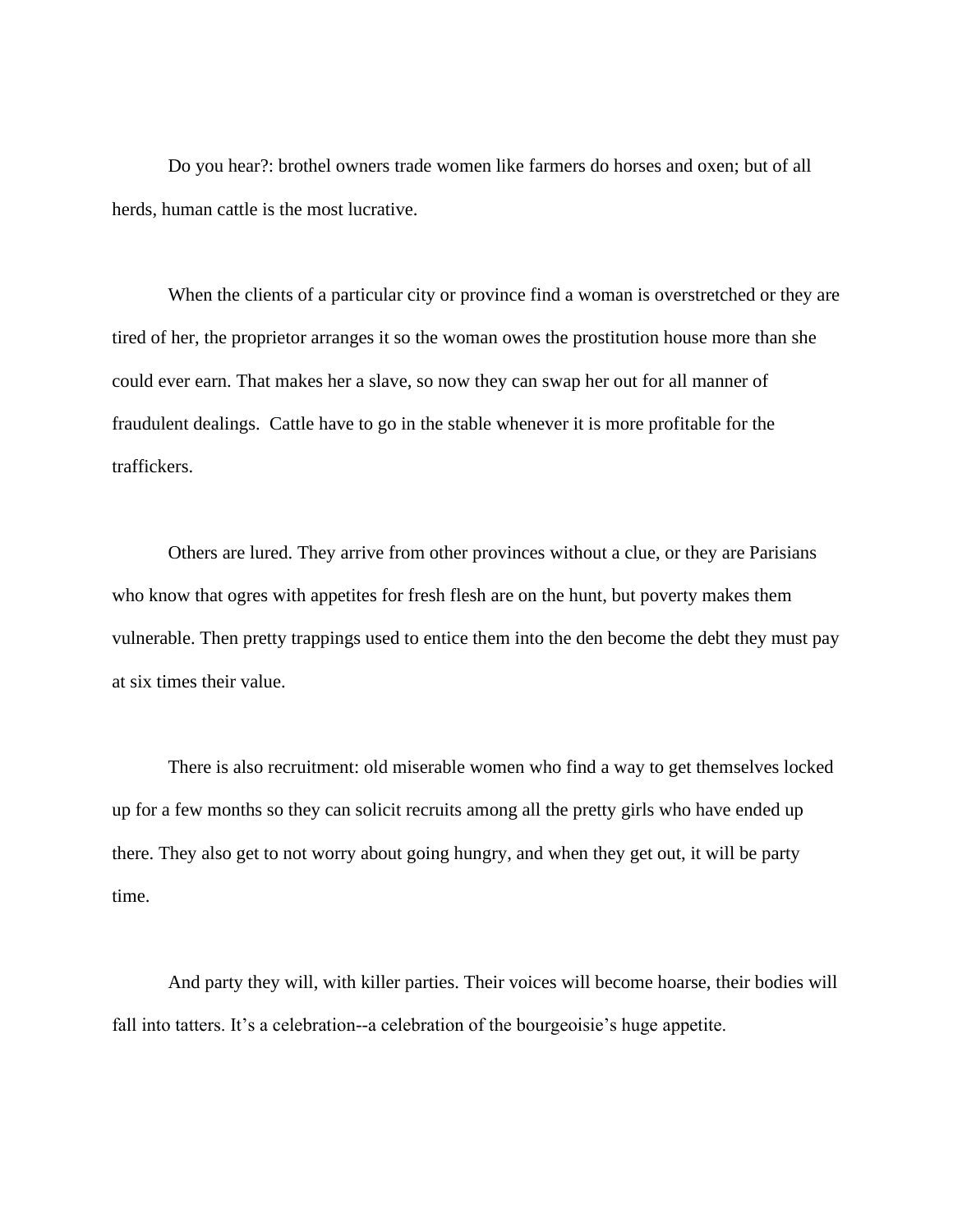Do you hear?: brothel owners trade women like farmers do horses and oxen; but of all herds, human cattle is the most lucrative.

When the clients of a particular city or province find a woman is overstretched or they are tired of her, the proprietor arranges it so the woman owes the prostitution house more than she could ever earn. That makes her a slave, so now they can swap her out for all manner of fraudulent dealings.  Cattle have to go in the stable whenever it is more profitable for the traffickers.

Others are lured. They arrive from other provinces without a clue, or they are Parisians who know that ogres with appetites for fresh flesh are on the hunt, but poverty makes them vulnerable. Then pretty trappings used to entice them into the den become the debt they must pay at six times their value.

There is also recruitment: old miserable women who find a way to get themselves locked up for a few months so they can solicit recruits among all the pretty girls who have ended up there. They also get to not worry about going hungry, and when they get out, it will be party time.

And party they will, with killer parties. Their voices will become hoarse, their bodies will fall into tatters. It's a celebration--a celebration of the bourgeoisie's huge appetite.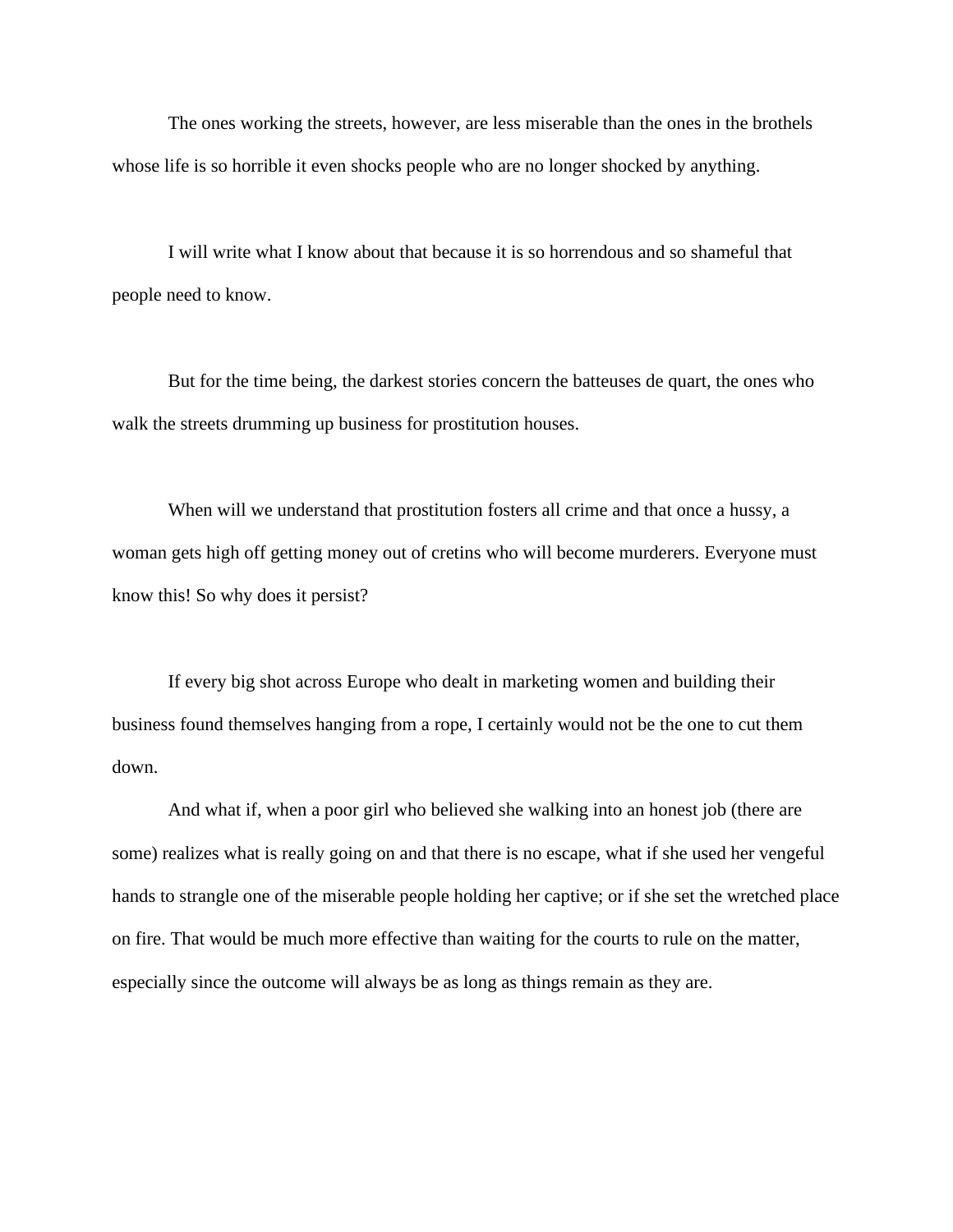The ones working the streets, however, are less miserable than the ones in the brothels whose life is so horrible it even shocks people who are no longer shocked by anything.

I will write what I know about that because it is so horrendous and so shameful that people need to know.

But for the time being, the darkest stories concern the batteuses de quart, the ones who walk the streets drumming up business for prostitution houses.

When will we understand that prostitution fosters all crime and that once a hussy, a woman gets high off getting money out of cretins who will become murderers. Everyone must know this! So why does it persist?

If every big shot across Europe who dealt in marketing women and building their business found themselves hanging from a rope, I certainly would not be the one to cut them down.

And what if, when a poor girl who believed she walking into an honest job (there are some) realizes what is really going on and that there is no escape, what if she used her vengeful hands to strangle one of the miserable people holding her captive; or if she set the wretched place on fire. That would be much more effective than waiting for the courts to rule on the matter, especially since the outcome will always be as long as things remain as they are.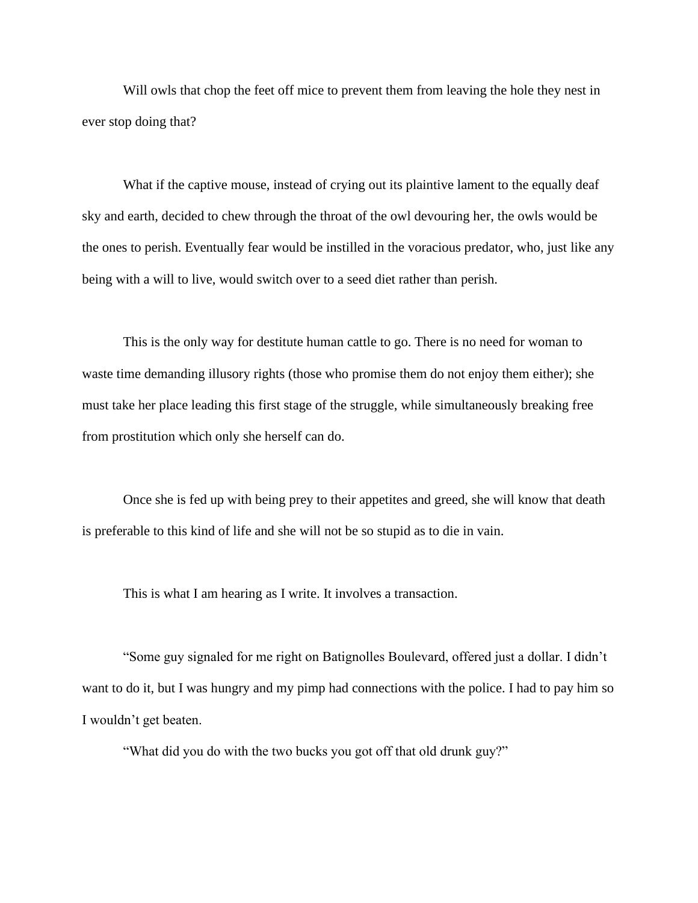Will owls that chop the feet off mice to prevent them from leaving the hole they nest in ever stop doing that?

What if the captive mouse, instead of crying out its plaintive lament to the equally deaf sky and earth, decided to chew through the throat of the owl devouring her, the owls would be the ones to perish. Eventually fear would be instilled in the voracious predator, who, just like any being with a will to live, would switch over to a seed diet rather than perish.

This is the only way for destitute human cattle to go. There is no need for woman to waste time demanding illusory rights (those who promise them do not enjoy them either); she must take her place leading this first stage of the struggle, while simultaneously breaking free from prostitution which only she herself can do.

Once she is fed up with being prey to their appetites and greed, she will know that death is preferable to this kind of life and she will not be so stupid as to die in vain.

This is what I am hearing as I write. It involves a transaction.

"Some guy signaled for me right on Batignolles Boulevard, offered just a dollar. I didn't want to do it, but I was hungry and my pimp had connections with the police. I had to pay him so I wouldn't get beaten.

"What did you do with the two bucks you got off that old drunk guy?"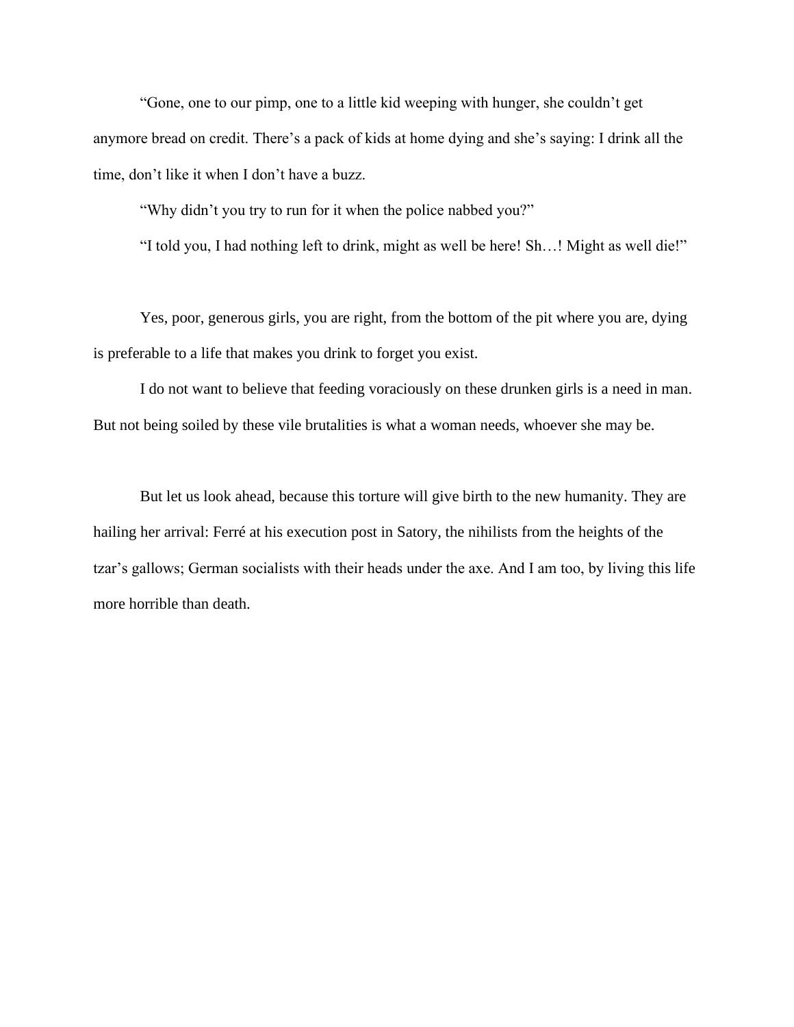"Gone, one to our pimp, one to a little kid weeping with hunger, she couldn't get anymore bread on credit. There's a pack of kids at home dying and she's saying: I drink all the time, don't like it when I don't have a buzz.

"Why didn't you try to run for it when the police nabbed you?"

"I told you, I had nothing left to drink, might as well be here! Sh…! Might as well die!"

Yes, poor, generous girls, you are right, from the bottom of the pit where you are, dying is preferable to a life that makes you drink to forget you exist.

I do not want to believe that feeding voraciously on these drunken girls is a need in man. But not being soiled by these vile brutalities is what a woman needs, whoever she may be.

But let us look ahead, because this torture will give birth to the new humanity. They are hailing her arrival: Ferré at his execution post in Satory, the nihilists from the heights of the tzar's gallows; German socialists with their heads under the axe. And I am too, by living this life more horrible than death.